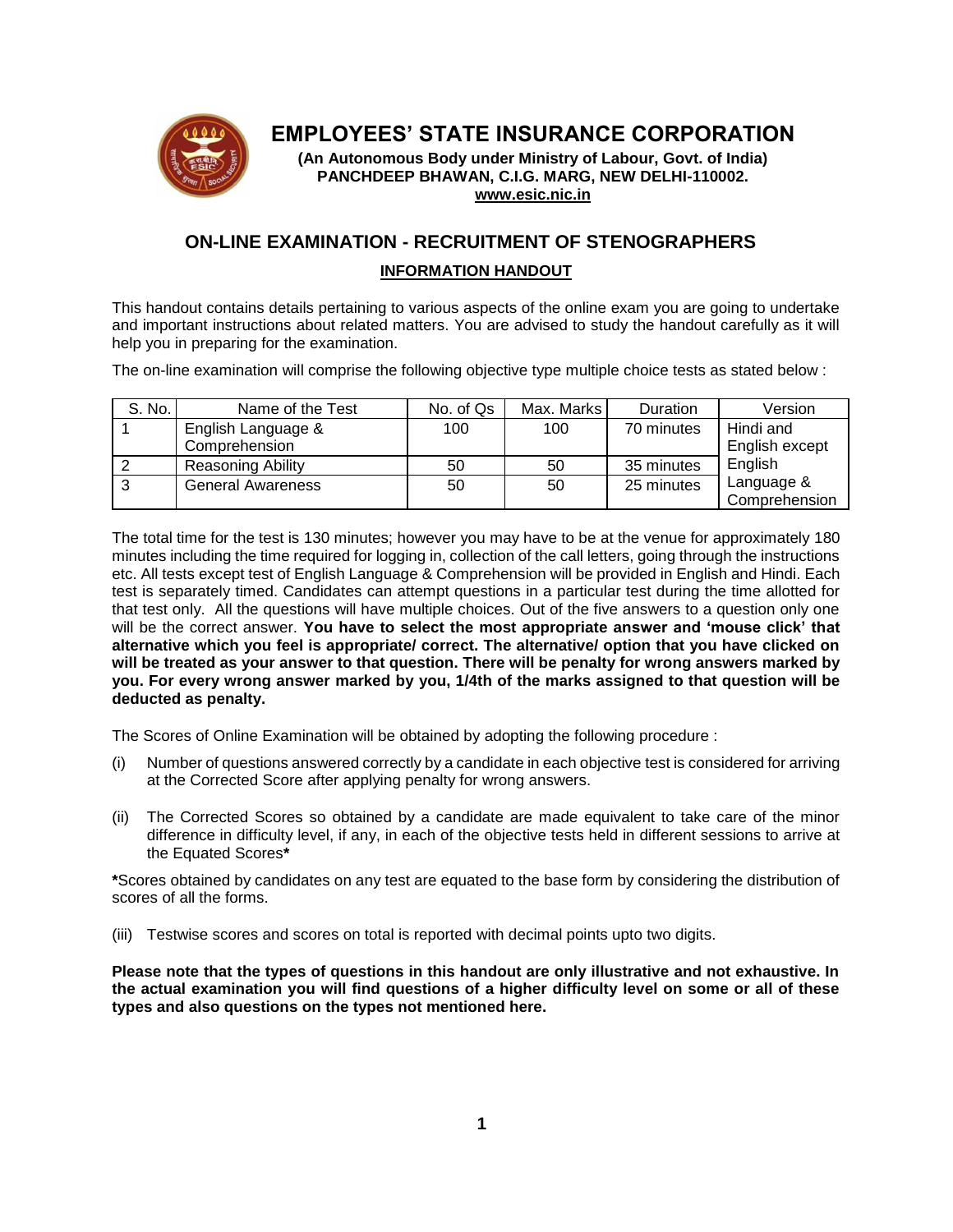# EMPLOYEES' STATE INSURANCE CORPORATION

**(An Autonomous Body under Ministry of Labour, Govt. of India)**
**PANCHDEEP BHAWAN, C.I.G. MARG, NEW DELHI-110002.**
**www.esic.nic.in**

## ON-LINE EXAMINATION - RECRUITMENT OF STENOGRAPHERS

### INFORMATION HANDOUT

This handout contains details pertaining to various aspects of the online exam you are going to undertake and important instructions about related matters. You are advised to study the handout carefully as it will help you in preparing for the examination.

The on-line examination will comprise the following objective type multiple choice tests as stated below :

| S. No. | Name of the Test | No. of Qs | Max. Marks | Duration | Version |
|---|---|---|---|---|---|
| 1 | English Language & Comprehension | 100 | 100 | 70 minutes | Hindi and English except English Language & Comprehension |
| 2 | Reasoning Ability | 50 | 50 | 35 minutes | |
| 3 | General Awareness | 50 | 50 | 25 minutes | |

The total time for the test is 130 minutes; however you may have to be at the venue for approximately 180 minutes including the time required for logging in, collection of the call letters, going through the instructions etc. All tests except test of English Language & Comprehension will be provided in English and Hindi. Each test is separately timed. Candidates can attempt questions in a particular test during the time allotted for that test only. All the questions will have multiple choices. Out of the five answers to a question only one will be the correct answer. **You have to select the most appropriate answer and 'mouse click' that alternative which you feel is appropriate/ correct. The alternative/ option that you have clicked on will be treated as your answer to that question. There will be penalty for wrong answers marked by you. For every wrong answer marked by you, 1/4th of the marks assigned to that question will be deducted as penalty.**

The Scores of Online Examination will be obtained by adopting the following procedure :

(i) Number of questions answered correctly by a candidate in each objective test is considered for arriving at the Corrected Score after applying penalty for wrong answers.

(ii) The Corrected Scores so obtained by a candidate are made equivalent to take care of the minor difference in difficulty level, if any, in each of the objective tests held in different sessions to arrive at the Equated Scores*

*Scores obtained by candidates on any test are equated to the base form by considering the distribution of scores of all the forms.

(iii) Testwise scores and scores on total is reported with decimal points upto two digits.

**Please note that the types of questions in this handout are only illustrative and not exhaustive. In the actual examination you will find questions of a higher difficulty level on some or all of these types and also questions on the types not mentioned here.**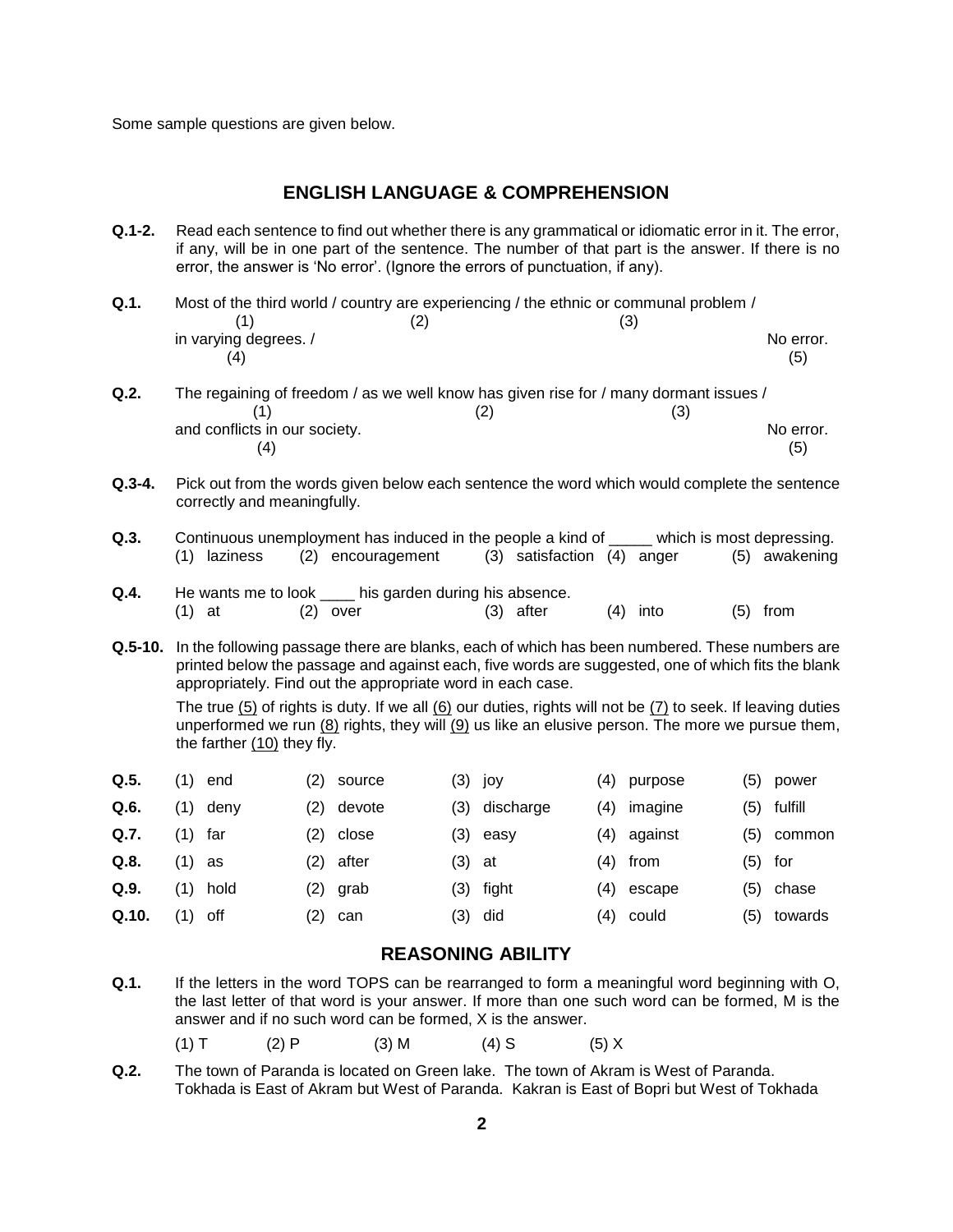Some sample questions are given below.

## ENGLISH LANGUAGE & COMPREHENSION

**Q.1-2.** Read each sentence to find out whether there is any grammatical or idiomatic error in it. The error, if any, will be in one part of the sentence. The number of that part is the answer. If there is no error, the answer is 'No error'. (Ignore the errors of punctuation, if any).

**Q.1.** Most of the third world / country are experiencing / the ethnic or communal problem / in varying degrees. / No error.

(1) Most of the third world
(2) country are experiencing
(3) the ethnic or communal problem
(4) in varying degrees.
(5) No error.

**Q.2.** The regaining of freedom / as we well know has given rise for / many dormant issues / and conflicts in our society. No error.

(1) The regaining of freedom
(2) as we well know has given rise for
(3) many dormant issues
(4) and conflicts in our society.
(5) No error.

**Q.3-4.** Pick out from the words given below each sentence the word which would complete the sentence correctly and meaningfully.

**Q.3.** Continuous unemployment has induced in the people a kind of _____ which is most depressing.
(1) laziness (2) encouragement (3) satisfaction (4) anger (5) awakening

**Q.4.** He wants me to look ____ his garden during his absence.
(1) at (2) over (3) after (4) into (5) from

**Q.5-10.** In the following passage there are blanks, each of which has been numbered. These numbers are printed below the passage and against each, five words are suggested, one of which fits the blank appropriately. Find out the appropriate word in each case.

The true (5) of rights is duty. If we all (6) our duties, rights will not be (7) to seek. If leaving duties unperformed we run (8) rights, they will (9) us like an elusive person. The more we pursue them, the farther (10) they fly.

| | | | | | |
|---|---|---|---|---|---|
| **Q.5.** | (1) end | (2) source | (3) joy | (4) purpose | (5) power |
| **Q.6.** | (1) deny | (2) devote | (3) discharge | (4) imagine | (5) fulfill |
| **Q.7.** | (1) far | (2) close | (3) easy | (4) against | (5) common |
| **Q.8.** | (1) as | (2) after | (3) at | (4) from | (5) for |
| **Q.9.** | (1) hold | (2) grab | (3) fight | (4) escape | (5) chase |
| **Q.10.** | (1) off | (2) can | (3) did | (4) could | (5) towards |

## REASONING ABILITY

**Q.1.** If the letters in the word TOPS can be rearranged to form a meaningful word beginning with O, the last letter of that word is your answer. If more than one such word can be formed, M is the answer and if no such word can be formed, X is the answer.

(1) T (2) P (3) M (4) S (5) X

**Q.2.** The town of Paranda is located on Green lake. The town of Akram is West of Paranda. Tokhada is East of Akram but West of Paranda. Kakran is East of Bopri but West of Tokhada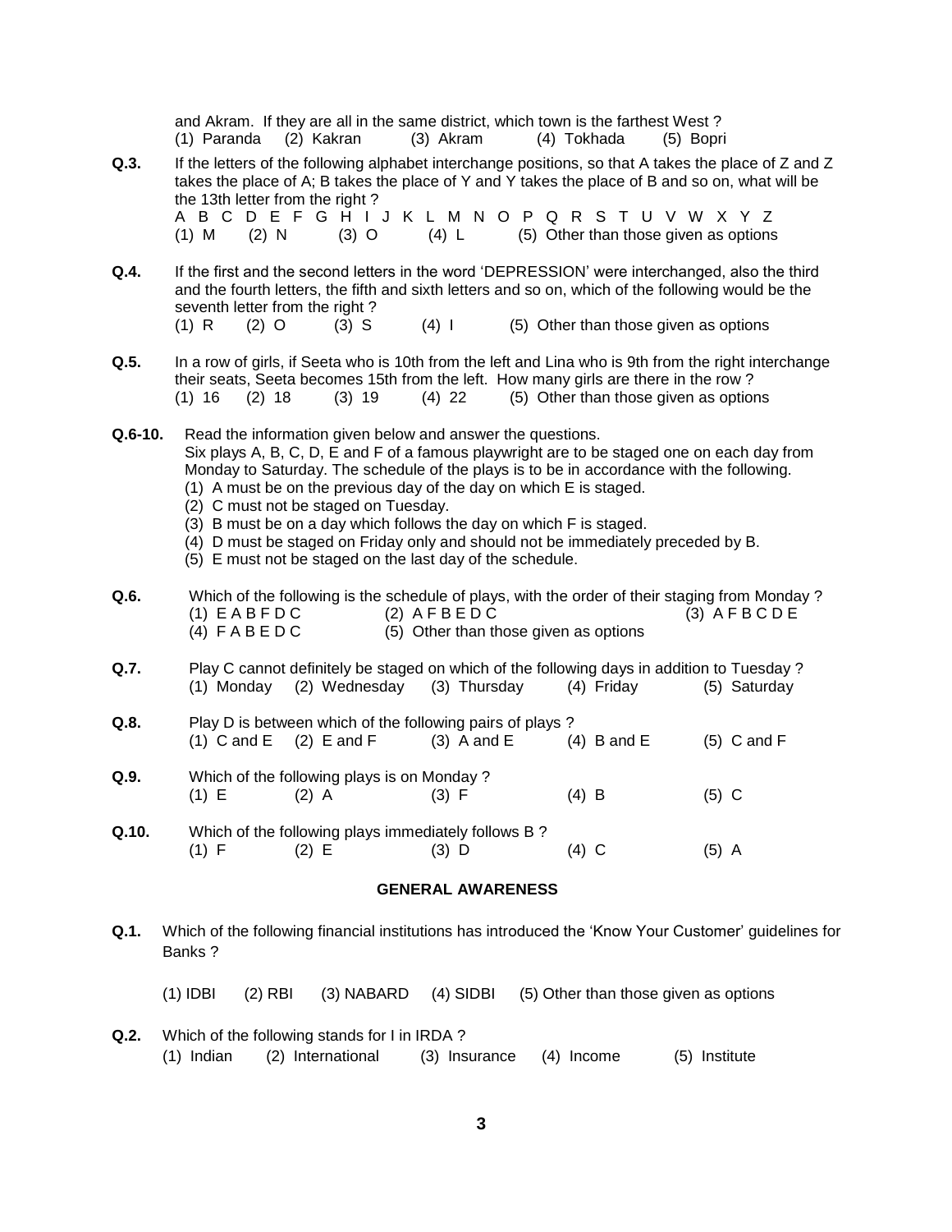and Akram. If they are all in the same district, which town is the farthest West ?
(1) Paranda (2) Kakran (3) Akram (4) Tokhada (5) Bopri

**Q.3.** If the letters of the following alphabet interchange positions, so that A takes the place of Z and Z takes the place of A; B takes the place of Y and Y takes the place of B and so on, what will be the 13th letter from the right ?

A B C D E F G H I J K L M N O P Q R S T U V W X Y Z

(1) M (2) N (3) O (4) L (5) Other than those given as options

**Q.4.** If the first and the second letters in the word 'DEPRESSION' were interchanged, also the third and the fourth letters, the fifth and sixth letters and so on, which of the following would be the seventh letter from the right ?

(1) R (2) O (3) S (4) I (5) Other than those given as options

**Q.5.** In a row of girls, if Seeta who is 10th from the left and Lina who is 9th from the right interchange their seats, Seeta becomes 15th from the left. How many girls are there in the row ?

(1) 16 (2) 18 (3) 19 (4) 22 (5) Other than those given as options

**Q.6-10.** Read the information given below and answer the questions.

Six plays A, B, C, D, E and F of a famous playwright are to be staged one on each day from Monday to Saturday. The schedule of the plays is to be in accordance with the following.

(1) A must be on the previous day of the day on which E is staged.
(2) C must not be staged on Tuesday.
(3) B must be on a day which follows the day on which F is staged.
(4) D must be staged on Friday only and should not be immediately preceded by B.
(5) E must not be staged on the last day of the schedule.

**Q.6.** Which of the following is the schedule of plays, with the order of their staging from Monday ?

(1) E A B F D C (2) A F B E D C (3) A F B C D E
(4) F A B E D C (5) Other than those given as options

**Q.7.** Play C cannot definitely be staged on which of the following days in addition to Tuesday ?

(1) Monday (2) Wednesday (3) Thursday (4) Friday (5) Saturday

**Q.8.** Play D is between which of the following pairs of plays ?

(1) C and E (2) E and F (3) A and E (4) B and E (5) C and F

**Q.9.** Which of the following plays is on Monday ?

(1) E (2) A (3) F (4) B (5) C

**Q.10.** Which of the following plays immediately follows B ?

(1) F (2) E (3) D (4) C (5) A

## GENERAL AWARENESS

**Q.1.** Which of the following financial institutions has introduced the 'Know Your Customer' guidelines for Banks ?

(1) IDBI (2) RBI (3) NABARD (4) SIDBI (5) Other than those given as options

**Q.2.** Which of the following stands for I in IRDA ?

(1) Indian (2) International (3) Insurance (4) Income (5) Institute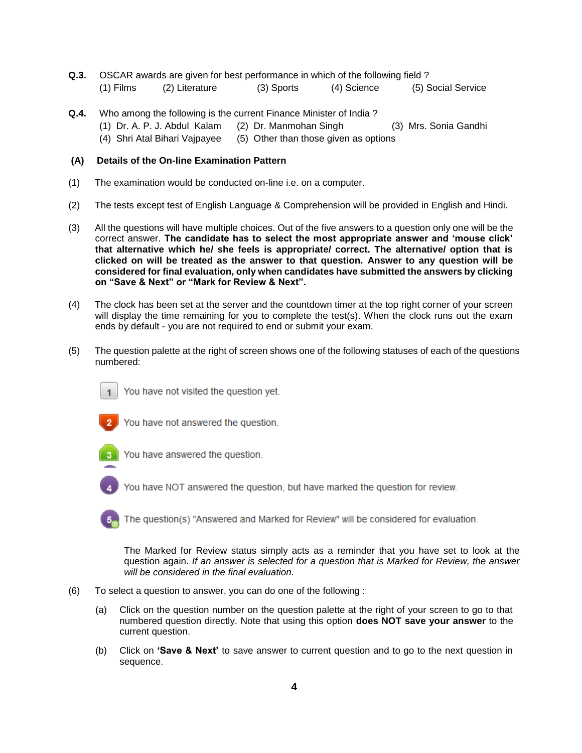**Q.3.** OSCAR awards are given for best performance in which of the following field ?

(1) Films (2) Literature (3) Sports (4) Science (5) Social Service

**Q.4.** Who among the following is the current Finance Minister of India ?

(1) Dr. A. P. J. Abdul Kalam (2) Dr. Manmohan Singh (3) Mrs. Sonia Gandhi
(4) Shri Atal Bihari Vajpayee (5) Other than those given as options

## (A) Details of the On-line Examination Pattern

(1) The examination would be conducted on-line i.e. on a computer.

(2) The tests except test of English Language & Comprehension will be provided in English and Hindi.

(3) All the questions will have multiple choices. Out of the five answers to a question only one will be the correct answer. **The candidate has to select the most appropriate answer and 'mouse click' that alternative which he/ she feels is appropriate/ correct. The alternative/ option that is clicked on will be treated as the answer to that question. Answer to any question will be considered for final evaluation, only when candidates have submitted the answers by clicking on "Save & Next" or "Mark for Review & Next".**

(4) The clock has been set at the server and the countdown timer at the top right corner of your screen will display the time remaining for you to complete the test(s). When the clock runs out the exam ends by default - you are not required to end or submit your exam.

(5) The question palette at the right of screen shows one of the following statuses of each of the questions numbered:

1 You have not visited the question yet.

2 You have not answered the question.

3 You have answered the question.

4 You have NOT answered the question, but have marked the question for review.

5 The question(s) "Answered and Marked for Review" will be considered for evaluation.

The Marked for Review status simply acts as a reminder that you have set to look at the question again. *If an answer is selected for a question that is Marked for Review, the answer will be considered in the final evaluation.*

(6) To select a question to answer, you can do one of the following :

(a) Click on the question number on the question palette at the right of your screen to go to that numbered question directly. Note that using this option **does NOT save your answer** to the current question.

(b) Click on **'Save & Next'** to save answer to current question and to go to the next question in sequence.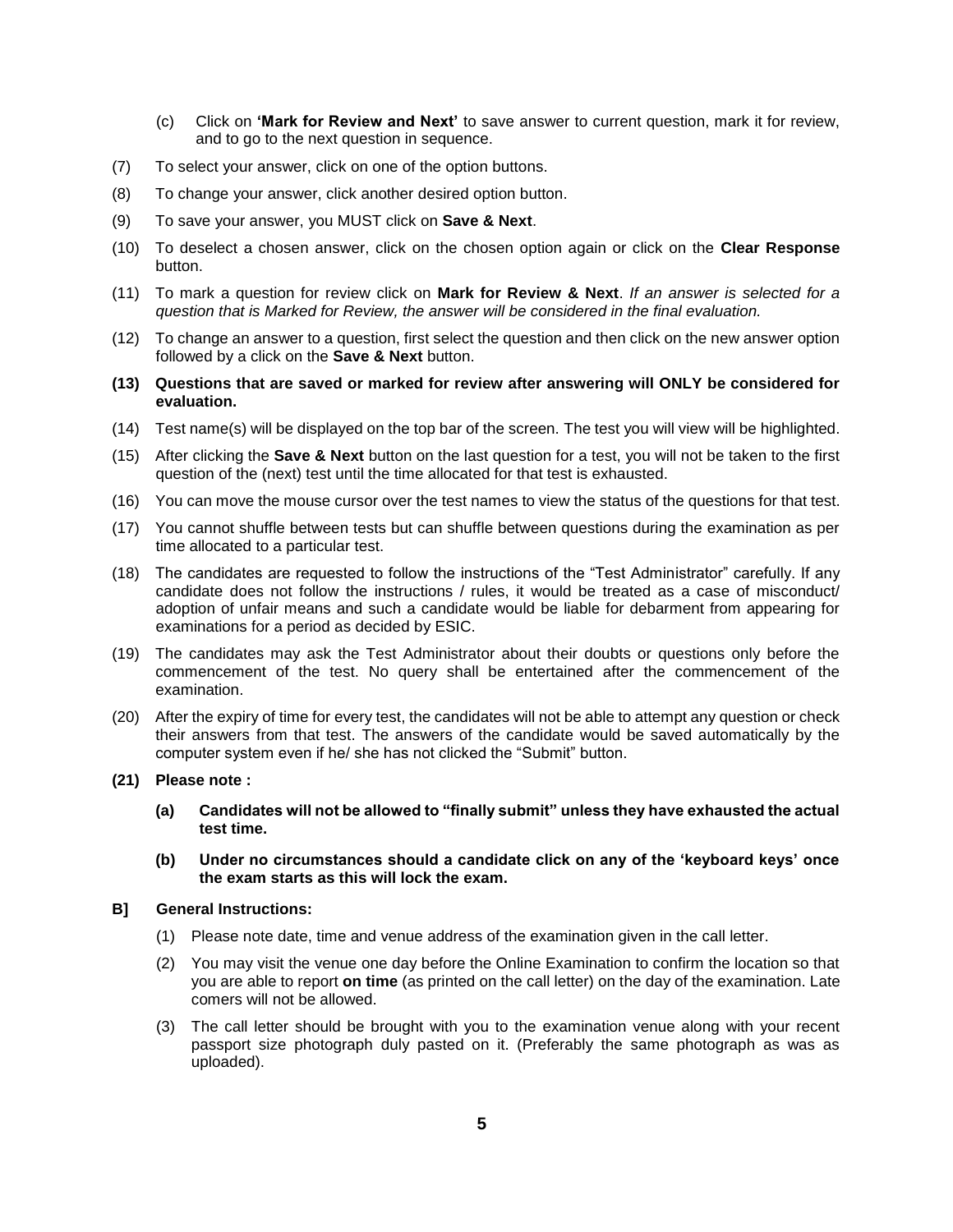(c) Click on **'Mark for Review and Next'** to save answer to current question, mark it for review, and to go to the next question in sequence.

(7) To select your answer, click on one of the option buttons.

(8) To change your answer, click another desired option button.

(9) To save your answer, you MUST click on **Save & Next**.

(10) To deselect a chosen answer, click on the chosen option again or click on the **Clear Response** button.

(11) To mark a question for review click on **Mark for Review & Next**. *If an answer is selected for a question that is Marked for Review, the answer will be considered in the final evaluation.*

(12) To change an answer to a question, first select the question and then click on the new answer option followed by a click on the **Save & Next** button.

**(13) Questions that are saved or marked for review after answering will ONLY be considered for evaluation.**

(14) Test name(s) will be displayed on the top bar of the screen. The test you will view will be highlighted.

(15) After clicking the **Save & Next** button on the last question for a test, you will not be taken to the first question of the (next) test until the time allocated for that test is exhausted.

(16) You can move the mouse cursor over the test names to view the status of the questions for that test.

(17) You cannot shuffle between tests but can shuffle between questions during the examination as per time allocated to a particular test.

(18) The candidates are requested to follow the instructions of the "Test Administrator" carefully. If any candidate does not follow the instructions / rules, it would be treated as a case of misconduct/ adoption of unfair means and such a candidate would be liable for debarment from appearing for examinations for a period as decided by ESIC.

(19) The candidates may ask the Test Administrator about their doubts or questions only before the commencement of the test. No query shall be entertained after the commencement of the examination.

(20) After the expiry of time for every test, the candidates will not be able to attempt any question or check their answers from that test. The answers of the candidate would be saved automatically by the computer system even if he/ she has not clicked the "Submit" button.

**(21) Please note :**

**(a) Candidates will not be allowed to "finally submit" unless they have exhausted the actual test time.**

**(b) Under no circumstances should a candidate click on any of the 'keyboard keys' once the exam starts as this will lock the exam.**

**B] General Instructions:**

(1) Please note date, time and venue address of the examination given in the call letter.

(2) You may visit the venue one day before the Online Examination to confirm the location so that you are able to report **on time** (as printed on the call letter) on the day of the examination. Late comers will not be allowed.

(3) The call letter should be brought with you to the examination venue along with your recent passport size photograph duly pasted on it. (Preferably the same photograph as was as uploaded).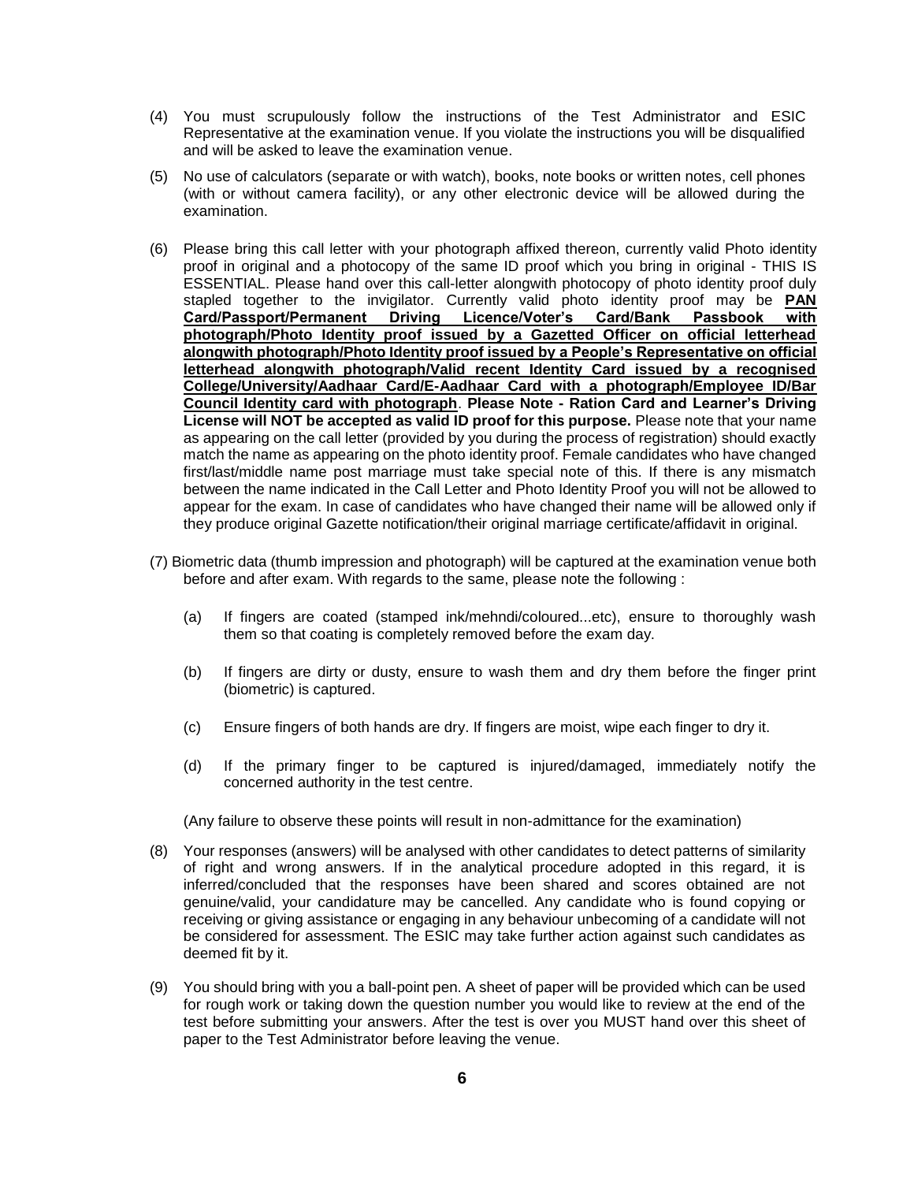(4) You must scrupulously follow the instructions of the Test Administrator and ESIC Representative at the examination venue. If you violate the instructions you will be disqualified and will be asked to leave the examination venue.

(5) No use of calculators (separate or with watch), books, note books or written notes, cell phones (with or without camera facility), or any other electronic device will be allowed during the examination.

(6) Please bring this call letter with your photograph affixed thereon, currently valid Photo identity proof in original and a photocopy of the same ID proof which you bring in original - THIS IS ESSENTIAL. Please hand over this call-letter alongwith photocopy of photo identity proof duly stapled together to the invigilator. Currently valid photo identity proof may be **PAN Card/Passport/Permanent Driving Licence/Voter's Card/Bank Passbook with photograph/Photo Identity proof issued by a Gazetted Officer on official letterhead alongwith photograph/Photo Identity proof issued by a People's Representative on official letterhead alongwith photograph/Valid recent Identity Card issued by a recognised College/University/Aadhaar Card/E-Aadhaar Card with a photograph/Employee ID/Bar Council Identity card with photograph**. **Please Note - Ration Card and Learner's Driving License will NOT be accepted as valid ID proof for this purpose.** Please note that your name as appearing on the call letter (provided by you during the process of registration) should exactly match the name as appearing on the photo identity proof. Female candidates who have changed first/last/middle name post marriage must take special note of this. If there is any mismatch between the name indicated in the Call Letter and Photo Identity Proof you will not be allowed to appear for the exam. In case of candidates who have changed their name will be allowed only if they produce original Gazette notification/their original marriage certificate/affidavit in original.

(7) Biometric data (thumb impression and photograph) will be captured at the examination venue both before and after exam. With regards to the same, please note the following :

   (a) If fingers are coated (stamped ink/mehndi/coloured...etc), ensure to thoroughly wash them so that coating is completely removed before the exam day.

   (b) If fingers are dirty or dusty, ensure to wash them and dry them before the finger print (biometric) is captured.

   (c) Ensure fingers of both hands are dry. If fingers are moist, wipe each finger to dry it.

   (d) If the primary finger to be captured is injured/damaged, immediately notify the concerned authority in the test centre.

   (Any failure to observe these points will result in non-admittance for the examination)

(8) Your responses (answers) will be analysed with other candidates to detect patterns of similarity of right and wrong answers. If in the analytical procedure adopted in this regard, it is inferred/concluded that the responses have been shared and scores obtained are not genuine/valid, your candidature may be cancelled. Any candidate who is found copying or receiving or giving assistance or engaging in any behaviour unbecoming of a candidate will not be considered for assessment. The ESIC may take further action against such candidates as deemed fit by it.

(9) You should bring with you a ball-point pen. A sheet of paper will be provided which can be used for rough work or taking down the question number you would like to review at the end of the test before submitting your answers. After the test is over you MUST hand over this sheet of paper to the Test Administrator before leaving the venue.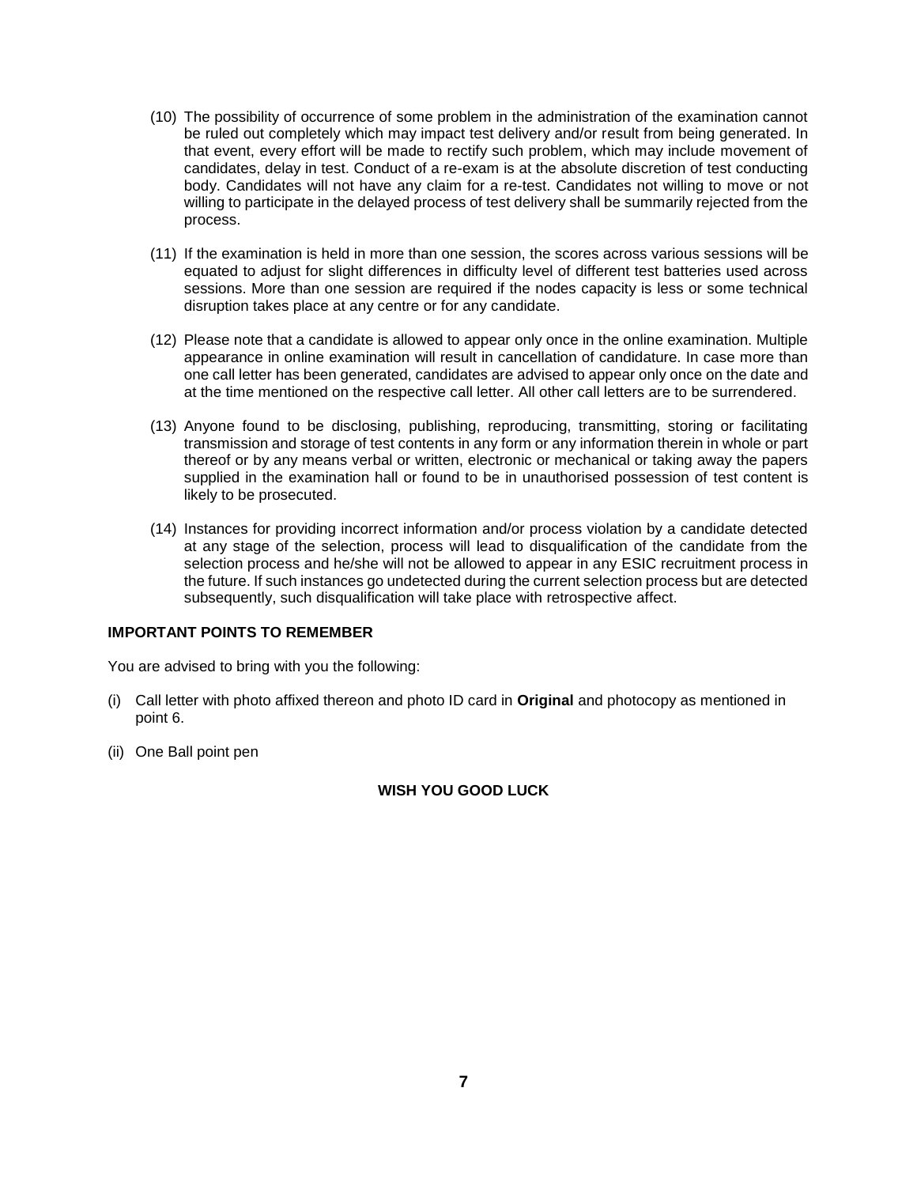(10) The possibility of occurrence of some problem in the administration of the examination cannot be ruled out completely which may impact test delivery and/or result from being generated. In that event, every effort will be made to rectify such problem, which may include movement of candidates, delay in test. Conduct of a re-exam is at the absolute discretion of test conducting body. Candidates will not have any claim for a re-test. Candidates not willing to move or not willing to participate in the delayed process of test delivery shall be summarily rejected from the process.

(11) If the examination is held in more than one session, the scores across various sessions will be equated to adjust for slight differences in difficulty level of different test batteries used across sessions. More than one session are required if the nodes capacity is less or some technical disruption takes place at any centre or for any candidate.

(12) Please note that a candidate is allowed to appear only once in the online examination. Multiple appearance in online examination will result in cancellation of candidature. In case more than one call letter has been generated, candidates are advised to appear only once on the date and at the time mentioned on the respective call letter. All other call letters are to be surrendered.

(13) Anyone found to be disclosing, publishing, reproducing, transmitting, storing or facilitating transmission and storage of test contents in any form or any information therein in whole or part thereof or by any means verbal or written, electronic or mechanical or taking away the papers supplied in the examination hall or found to be in unauthorised possession of test content is likely to be prosecuted.

(14) Instances for providing incorrect information and/or process violation by a candidate detected at any stage of the selection, process will lead to disqualification of the candidate from the selection process and he/she will not be allowed to appear in any ESIC recruitment process in the future. If such instances go undetected during the current selection process but are detected subsequently, such disqualification will take place with retrospective affect.

**IMPORTANT POINTS TO REMEMBER**

You are advised to bring with you the following:

(i) Call letter with photo affixed thereon and photo ID card in **Original** and photocopy as mentioned in point 6.

(ii) One Ball point pen

**WISH YOU GOOD LUCK**